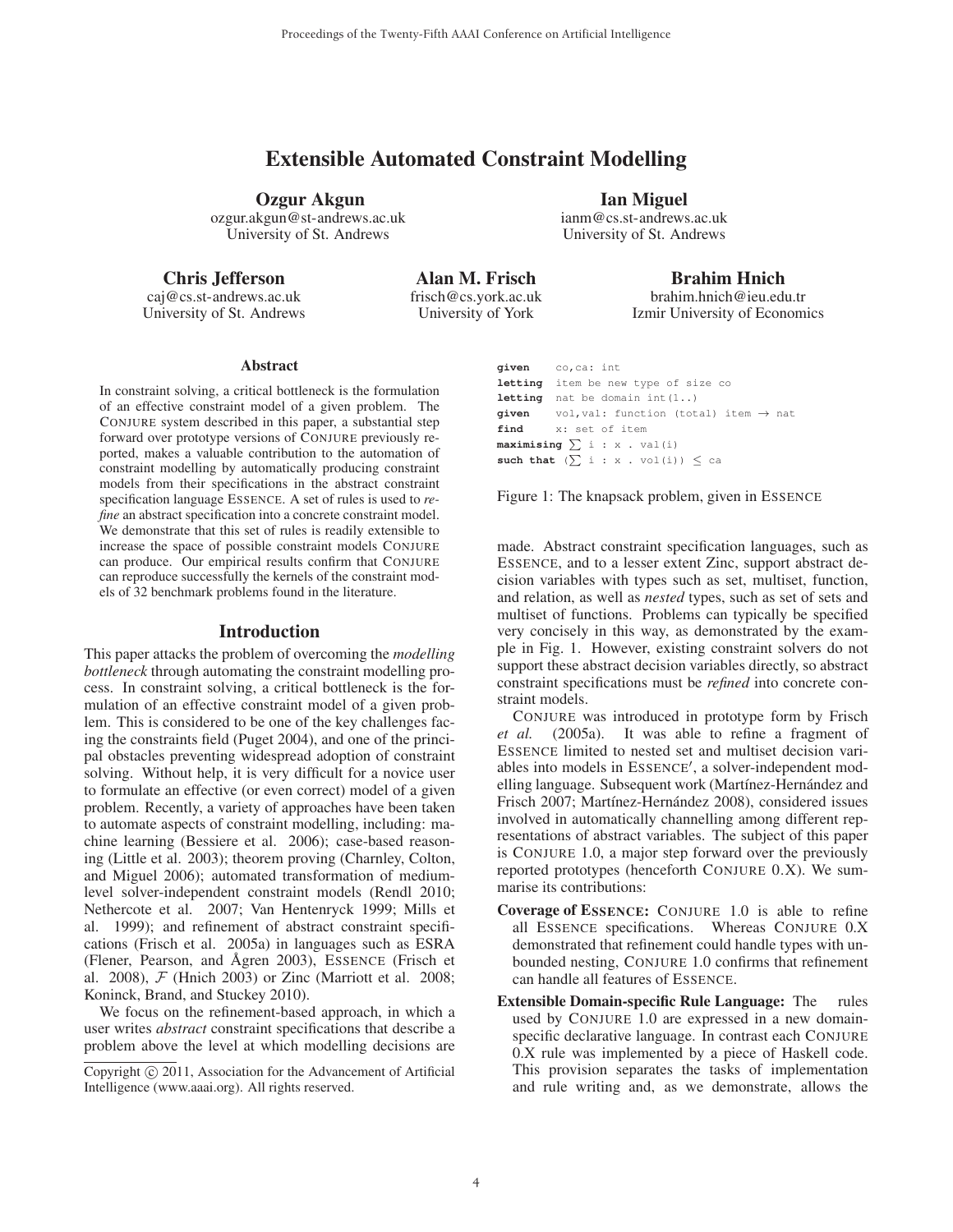# Extensible Automated Constraint Modelling

**Ozgur Akgun**
ozgur.akgun@st-andrews.ac.uk
University of St. Andrews

**Ian Miguel**
ianm@cs.st-andrews.ac.uk
University of St. Andrews

**Chris Jefferson**
caj@cs.st-andrews.ac.uk
University of St. Andrews

**Alan M. Frisch**
frisch@cs.york.ac.uk
University of York

**Brahim Hnich**
brahim.hnich@ieu.edu.tr
Izmir University of Economics

## Abstract

In constraint solving, a critical bottleneck is the formulation of an effective constraint model of a given problem. The CONJURE system described in this paper, a substantial step forward over prototype versions of CONJURE previously reported, makes a valuable contribution to the automation of constraint modelling by automatically producing constraint models from their specifications in the abstract constraint specification language ESSENCE. A set of rules is used to *refine* an abstract specification into a concrete constraint model. We demonstrate that this set of rules is readily extensible to increase the space of possible constraint models CONJURE can produce. Our empirical results confirm that CONJURE can reproduce successfully the kernels of the constraint models of 32 benchmark problems found in the literature.

## Introduction

This paper attacks the problem of overcoming the *modelling bottleneck* through automating the constraint modelling process. In constraint solving, a critical bottleneck is the formulation of an effective constraint model of a given problem. This is considered to be one of the key challenges facing the constraints field (Puget 2004), and one of the principal obstacles preventing widespread adoption of constraint solving. Without help, it is very difficult for a novice user to formulate an effective (or even correct) model of a given problem. Recently, a variety of approaches have been taken to automate aspects of constraint modelling, including: machine learning (Bessiere et al. 2006); case-based reasoning (Little et al. 2003); theorem proving (Charnley, Colton, and Miguel 2006); automated transformation of medium-level solver-independent constraint models (Rendl 2010; Nethercote et al. 2007; Van Hentenryck 1999; Mills et al. 1999); and refinement of abstract constraint specifications (Frisch et al. 2005a) in languages such as ESRA (Flener, Pearson, and Ågren 2003), ESSENCE (Frisch et al. 2008), $\mathcal{F}$ (Hnich 2003) or Zinc (Marriott et al. 2008; Koninck, Brand, and Stuckey 2010).

We focus on the refinement-based approach, in which a user writes *abstract* constraint specifications that describe a problem above the level at which modelling decisions are made. Abstract constraint specification languages, such as ESSENCE, and to a lesser extent Zinc, support abstract decision variables with types such as set, multiset, function, and relation, as well as *nested* types, such as set of sets and multiset of functions. Problems can typically be specified very concisely in this way, as demonstrated by the example in Fig. 1. However, existing constraint solvers do not support these abstract decision variables directly, so abstract constraint specifications must be *refined* into concrete constraint models.

```
given      co,ca: int
letting    item be new type of size co
letting    nat be domain int(1..)
given      vol,val: function (total) item → nat
find       x: set of item
maximising ∑ i : x . val(i)
such that  (∑ i : x . vol(i)) ≤ ca
```

Figure 1: The knapsack problem, given in ESSENCE

CONJURE was introduced in prototype form by Frisch *et al.* (2005a). It was able to refine a fragment of ESSENCE limited to nested set and multiset decision variables into models in ESSENCE′, a solver-independent modelling language. Subsequent work (Martínez-Hernández and Frisch 2007; Martínez-Hernández 2008), considered issues involved in automatically channelling among different representations of abstract variables. The subject of this paper is CONJURE 1.0, a major step forward over the previously reported prototypes (henceforth CONJURE 0.X). We summarise its contributions:

**Coverage of ESSENCE:** CONJURE 1.0 is able to refine all ESSENCE specifications. Whereas CONJURE 0.X demonstrated that refinement could handle types with unbounded nesting, CONJURE 1.0 confirms that refinement can handle all features of ESSENCE.

**Extensible Domain-specific Rule Language:** The rules used by CONJURE 1.0 are expressed in a new domain-specific declarative language. In contrast each CONJURE 0.X rule was implemented by a piece of Haskell code. This provision separates the tasks of implementation and rule writing and, as we demonstrate, allows the

Copyright © 2011, Association for the Advancement of Artificial Intelligence (www.aaai.org). All rights reserved.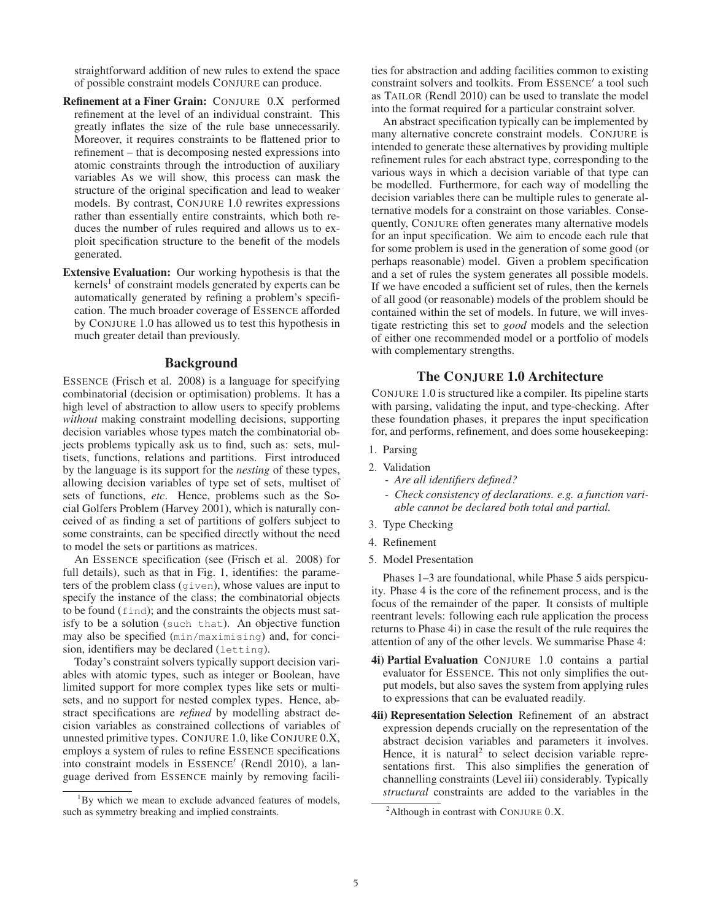straightforward addition of new rules to extend the space of possible constraint models CONJURE can produce.

**Refinement at a Finer Grain:** CONJURE 0.X performed refinement at the level of an individual constraint. This greatly inflates the size of the rule base unnecessarily. Moreover, it requires constraints to be flattened prior to refinement – that is decomposing nested expressions into atomic constraints through the introduction of auxiliary variables As we will show, this process can mask the structure of the original specification and lead to weaker models. By contrast, CONJURE 1.0 rewrites expressions rather than essentially entire constraints, which both reduces the number of rules required and allows us to exploit specification structure to the benefit of the models generated.

**Extensive Evaluation:** Our working hypothesis is that the kernels[1] of constraint models generated by experts can be automatically generated by refining a problem's specification. The much broader coverage of ESSENCE afforded by CONJURE 1.0 has allowed us to test this hypothesis in much greater detail than previously.

## Background

ESSENCE (Frisch et al. 2008) is a language for specifying combinatorial (decision or optimisation) problems. It has a high level of abstraction to allow users to specify problems *without* making constraint modelling decisions, supporting decision variables whose types match the combinatorial objects problems typically ask us to find, such as: sets, multisets, functions, relations and partitions. First introduced by the language is its support for the *nesting* of these types, allowing decision variables of type set of sets, multiset of sets of functions, *etc*. Hence, problems such as the Social Golfers Problem (Harvey 2001), which is naturally conceived of as finding a set of partitions of golfers subject to some constraints, can be specified directly without the need to model the sets or partitions as matrices.

An ESSENCE specification (see (Frisch et al. 2008) for full details), such as that in Fig. 1, identifies: the parameters of the problem class (`given`), whose values are input to specify the instance of the class; the combinatorial objects to be found (`find`); and the constraints the objects must satisfy to be a solution (`such that`). An objective function may also be specified (`min/maximising`) and, for concision, identifiers may be declared (`letting`).

Today's constraint solvers typically support decision variables with atomic types, such as integer or Boolean, have limited support for more complex types like sets or multisets, and no support for nested complex types. Hence, abstract specifications are *refined* by modelling abstract decision variables as constrained collections of variables of unnested primitive types. CONJURE 1.0, like CONJURE 0.X, employs a system of rules to refine ESSENCE specifications into constraint models in ESSENCE′ (Rendl 2010), a language derived from ESSENCE mainly by removing facilities for abstraction and adding facilities common to existing constraint solvers and toolkits. From ESSENCE′ a tool such as TAILOR (Rendl 2010) can be used to translate the model into the format required for a particular constraint solver.

An abstract specification typically can be implemented by many alternative concrete constraint models. CONJURE is intended to generate these alternatives by providing multiple refinement rules for each abstract type, corresponding to the various ways in which a decision variable of that type can be modelled. Furthermore, for each way of modelling the decision variables there can be multiple rules to generate alternative models for a constraint on those variables. Consequently, CONJURE often generates many alternative models for an input specification. We aim to encode each rule that for some problem is used in the generation of some good (or perhaps reasonable) model. Given a problem specification and a set of rules the system generates all possible models. If we have encoded a sufficient set of rules, then the kernels of all good (or reasonable) models of the problem should be contained within the set of models. In future, we will investigate restricting this set to *good* models and the selection of either one recommended model or a portfolio of models with complementary strengths.

## The CONJURE 1.0 Architecture

CONJURE 1.0 is structured like a compiler. Its pipeline starts with parsing, validating the input, and type-checking. After these foundation phases, it prepares the input specification for, and performs, refinement, and does some housekeeping:

1. Parsing
2. Validation
   - *Are all identifiers defined?*
   - *Check consistency of declarations. e.g. a function variable cannot be declared both total and partial.*
3. Type Checking
4. Refinement
5. Model Presentation

Phases 1–3 are foundational, while Phase 5 aids perspicuity. Phase 4 is the core of the refinement process, and is the focus of the remainder of the paper. It consists of multiple reentrant levels: following each rule application the process returns to Phase 4i) in case the result of the rule requires the attention of any of the other levels. We summarise Phase 4:

**4i) Partial Evaluation** CONJURE 1.0 contains a partial evaluator for ESSENCE. This not only simplifies the output models, but also saves the system from applying rules to expressions that can be evaluated readily.

**4ii) Representation Selection** Refinement of an abstract expression depends crucially on the representation of the abstract decision variables and parameters it involves. Hence, it is natural[2] to select decision variable representations first. This also simplifies the generation of channelling constraints (Level iii) considerably. Typically *structural* constraints are added to the variables in the

[1] By which we mean to exclude advanced features of models, such as symmetry breaking and implied constraints.

[2] Although in contrast with CONJURE 0.X.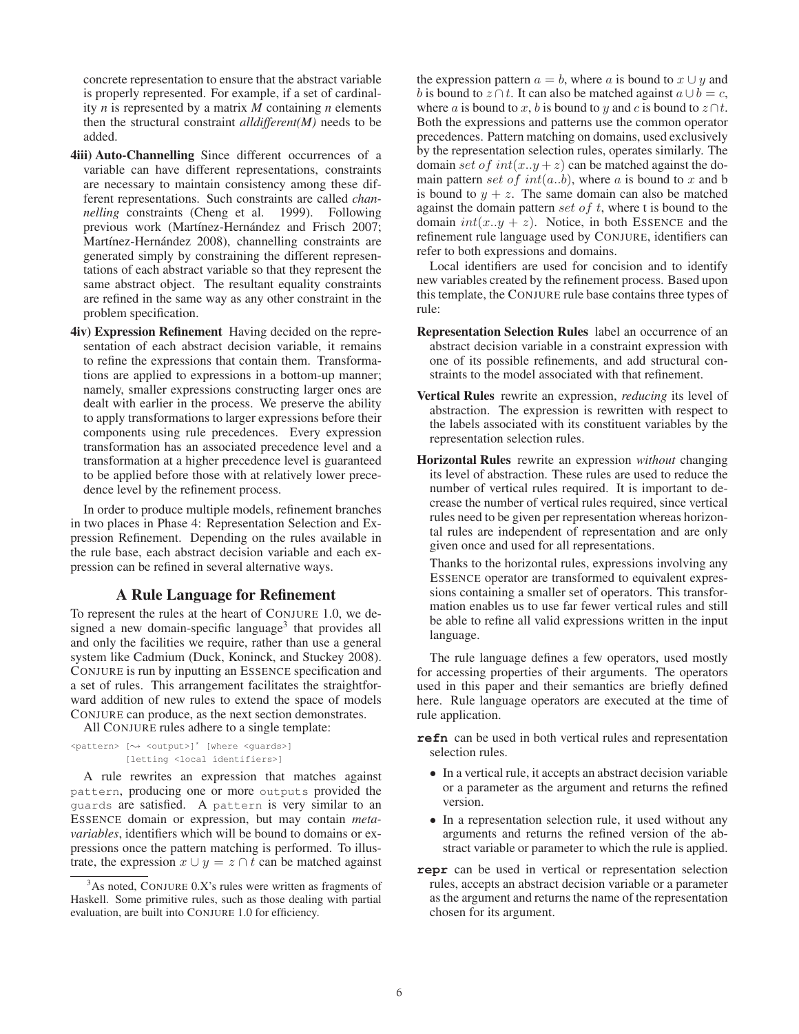concrete representation to ensure that the abstract variable is properly represented. For example, if a set of cardinality *n* is represented by a matrix *M* containing *n* elements then the structural constraint *alldifferent(M)* needs to be added.

**4iii) Auto-Channelling** Since different occurrences of a variable can have different representations, constraints are necessary to maintain consistency among these different representations. Such constraints are called *channelling* constraints (Cheng et al. 1999). Following previous work (Martínez-Hernández and Frisch 2007; Martínez-Hernández 2008), channelling constraints are generated simply by constraining the different representations of each abstract variable so that they represent the same abstract object. The resultant equality constraints are refined in the same way as any other constraint in the problem specification.

**4iv) Expression Refinement** Having decided on the representation of each abstract decision variable, it remains to refine the expressions that contain them. Transformations are applied to expressions in a bottom-up manner; namely, smaller expressions constructing larger ones are dealt with earlier in the process. We preserve the ability to apply transformations to larger expressions before their components using rule precedences. Every expression transformation has an associated precedence level and a transformation at a higher precedence level is guaranteed to be applied before those with at relatively lower precedence level by the refinement process.

In order to produce multiple models, refinement branches in two places in Phase 4: Representation Selection and Expression Refinement. Depending on the rules available in the rule base, each abstract decision variable and each expression can be refined in several alternative ways.

## A Rule Language for Refinement

To represent the rules at the heart of CONJURE 1.0, we designed a new domain-specific language[3] that provides all and only the facilities we require, rather than use a general system like Cadmium (Duck, Koninck, and Stuckey 2008). CONJURE is run by inputting an ESSENCE specification and a set of rules. This arrangement facilitates the straightforward addition of new rules to extend the space of models CONJURE can produce, as the next section demonstrates.

All CONJURE rules adhere to a single template:

```
<pattern> [⤳ <output>]* [where <guards>]
          [letting <local identifiers>]
```

A rule rewrites an expression that matches against pattern, producing one or more outputs provided the guards are satisfied. A pattern is very similar to an ESSENCE domain or expression, but may contain *meta-variables*, identifiers which will be bound to domains or expressions once the pattern matching is performed. To illustrate, the expression $x \cup y = z \cap t$ can be matched against the expression pattern $a = b$, where $a$ is bound to $x \cup y$ and $b$ is bound to $z \cap t$. It can also be matched against $a \cup b = c$, where $a$ is bound to $x$, $b$ is bound to $y$ and $c$ is bound to $z \cap t$. Both the expressions and patterns use the common operator precedences. Pattern matching on domains, used exclusively by the representation selection rules, operates similarly. The domain $set\ of\ int(x..y + z)$ can be matched against the domain pattern $set\ of\ int(a..b)$, where $a$ is bound to $x$ and b is bound to $y + z$. The same domain can also be matched against the domain pattern $set\ of\ t$, where t is bound to the domain $int(x..y + z)$. Notice, in both ESSENCE and the refinement rule language used by CONJURE, identifiers can refer to both expressions and domains.

Local identifiers are used for concision and to identify new variables created by the refinement process. Based upon this template, the CONJURE rule base contains three types of rule:

**Representation Selection Rules** label an occurrence of an abstract decision variable in a constraint expression with one of its possible refinements, and add structural constraints to the model associated with that refinement.

**Vertical Rules** rewrite an expression, *reducing* its level of abstraction. The expression is rewritten with respect to the labels associated with its constituent variables by the representation selection rules.

**Horizontal Rules** rewrite an expression *without* changing its level of abstraction. These rules are used to reduce the number of vertical rules required. It is important to decrease the number of vertical rules required, since vertical rules need to be given per representation whereas horizontal rules are independent of representation and are only given once and used for all representations.

Thanks to the horizontal rules, expressions involving any ESSENCE operator are transformed to equivalent expressions containing a smaller set of operators. This transformation enables us to use far fewer vertical rules and still be able to refine all valid expressions written in the input language.

The rule language defines a few operators, used mostly for accessing properties of their arguments. The operators used in this paper and their semantics are briefly defined here. Rule language operators are executed at the time of rule application.

**refn** can be used in both vertical rules and representation selection rules.

- In a vertical rule, it accepts an abstract decision variable or a parameter as the argument and returns the refined version.
- In a representation selection rule, it used without any arguments and returns the refined version of the abstract variable or parameter to which the rule is applied.

**repr** can be used in vertical or representation selection rules, accepts an abstract decision variable or a parameter as the argument and returns the name of the representation chosen for its argument.

[3]As noted, CONJURE 0.X's rules were written as fragments of Haskell. Some primitive rules, such as those dealing with partial evaluation, are built into CONJURE 1.0 for efficiency.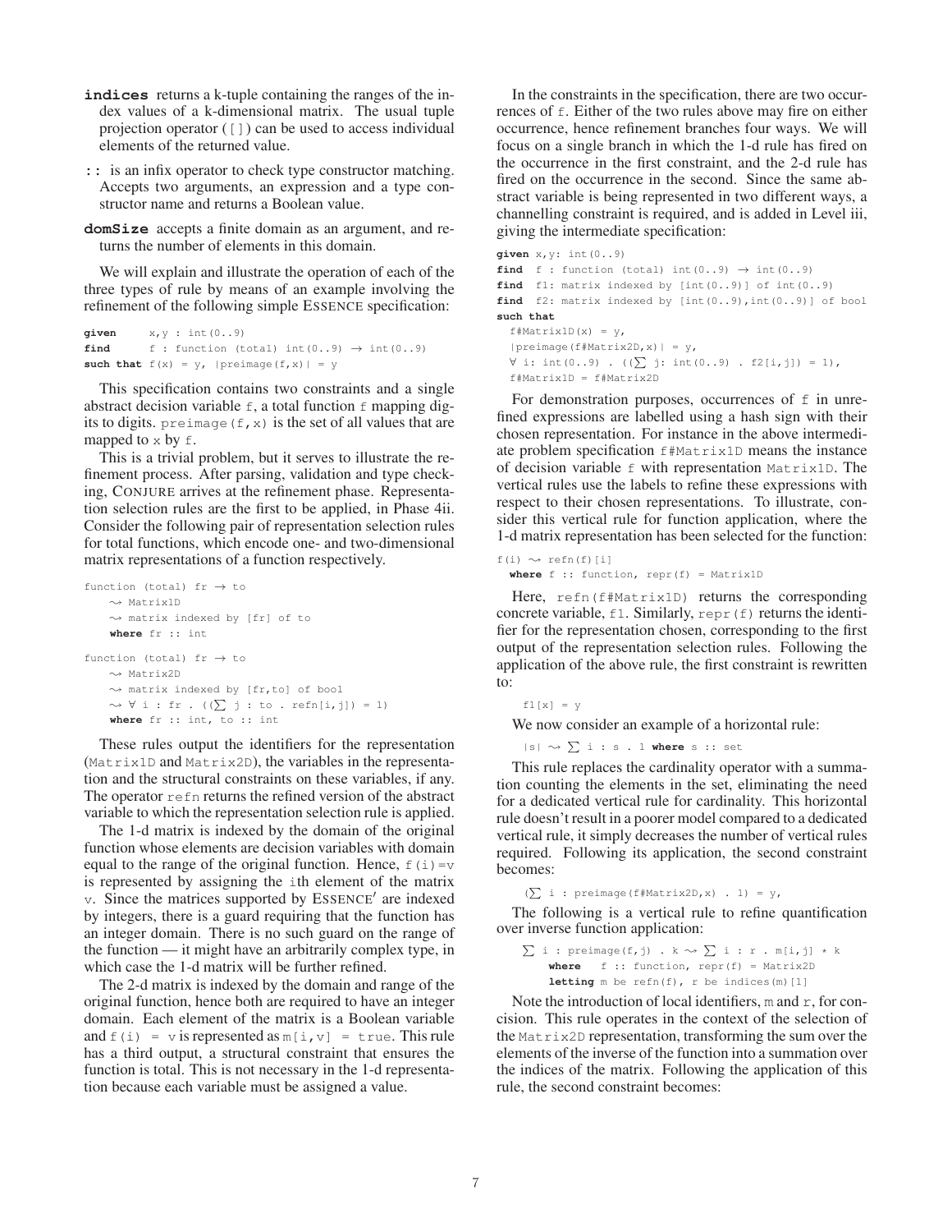**indices** returns a k-tuple containing the ranges of the index values of a k-dimensional matrix. The usual tuple projection operator (`[]`) can be used to access individual elements of the returned value.

**::** is an infix operator to check type constructor matching. Accepts two arguments, an expression and a type constructor name and returns a Boolean value.

**domSize** accepts a finite domain as an argument, and returns the number of elements in this domain.

We will explain and illustrate the operation of each of the three types of rule by means of an example involving the refinement of the following simple ESSENCE specification:

```
given      x,y : int(0..9)
find       f : function (total) int(0..9) → int(0..9)
such that f(x) = y, |preimage(f,x)| = y
```

This specification contains two constraints and a single abstract decision variable `f`, a total function `f` mapping digits to digits. `preimage(f,x)` is the set of all values that are mapped to `x` by `f`.

This is a trivial problem, but it serves to illustrate the refinement process. After parsing, validation and type checking, CONJURE arrives at the refinement phase. Representation selection rules are the first to be applied, in Phase 4ii. Consider the following pair of representation selection rules for total functions, which encode one- and two-dimensional matrix representations of a function respectively.

```
function (total) fr → to
    ⇝ Matrix1D
    ⇝ matrix indexed by [fr] of to
    where fr :: int

function (total) fr → to
    ⇝ Matrix2D
    ⇝ matrix indexed by [fr,to] of bool
    ⇝ ∀ i : fr . ((∑ j : to . refn[i,j]) = 1)
    where fr :: int, to :: int
```

These rules output the identifiers for the representation (`Matrix1D` and `Matrix2D`), the variables in the representation and the structural constraints on these variables, if any. The operator `refn` returns the refined version of the abstract variable to which the representation selection rule is applied.

The 1-d matrix is indexed by the domain of the original function whose elements are decision variables with domain equal to the range of the original function. Hence, `f(i)=v` is represented by assigning the `i`th element of the matrix `v`. Since the matrices supported by ESSENCE′ are indexed by integers, there is a guard requiring that the function has an integer domain. There is no such guard on the range of the function — it might have an arbitrarily complex type, in which case the 1-d matrix will be further refined.

The 2-d matrix is indexed by the domain and range of the original function, hence both are required to have an integer domain. Each element of the matrix is a Boolean variable and `f(i) = v` is represented as `m[i,v] = true`. This rule has a third output, a structural constraint that ensures the function is total. This is not necessary in the 1-d representation because each variable must be assigned a value.

In the constraints in the specification, there are two occurrences of `f`. Either of the two rules above may fire on either occurrence, hence refinement branches four ways. We will focus on a single branch in which the 1-d rule has fired on the occurrence in the first constraint, and the 2-d rule has fired on the occurrence in the second. Since the same abstract variable is being represented in two different ways, a channelling constraint is required, and is added in Level iii, giving the intermediate specification:

```
given x,y: int(0..9)
find  f : function (total) int(0..9) → int(0..9)
find  f1: matrix indexed by [int(0..9)] of int(0..9)
find  f2: matrix indexed by [int(0..9),int(0..9)] of bool
such that
  f#Matrix1D(x) = y,
  |preimage(f#Matrix2D,x)| = y,
  ∀ i: int(0..9) . ((∑ j: int(0..9) . f2[i,j]) = 1),
  f#Matrix1D = f#Matrix2D
```

For demonstration purposes, occurrences of `f` in unrefined expressions are labelled using a hash sign with their chosen representation. For instance in the above intermediate problem specification `f#Matrix1D` means the instance of decision variable `f` with representation `Matrix1D`. The vertical rules use the labels to refine these expressions with respect to their chosen representations. To illustrate, consider this vertical rule for function application, where the 1-d matrix representation has been selected for the function:

```
f(i) ⇝ refn(f)[i]
  where f :: function, repr(f) = Matrix1D
```

Here, `refn(f#Matrix1D)` returns the corresponding concrete variable, `f1`. Similarly, `repr(f)` returns the identifier for the representation chosen, corresponding to the first output of the representation selection rules. Following the application of the above rule, the first constraint is rewritten to:

```
f1[x] = y
```

We now consider an example of a horizontal rule:

```
|s| ⇝ ∑ i : s . 1 where s :: set
```

This rule replaces the cardinality operator with a summation counting the elements in the set, eliminating the need for a dedicated vertical rule for cardinality. This horizontal rule doesn't result in a poorer model compared to a dedicated vertical rule, it simply decreases the number of vertical rules required. Following its application, the second constraint becomes:

```
(∑ i : preimage(f#Matrix2D,x) . 1) = y,
```

The following is a vertical rule to refine quantification over inverse function application:

```
∑ i : preimage(f,j) . k ⇝ ∑ i : r . m[i,j] * k
    where   f :: function, repr(f) = Matrix2D
    letting m be refn(f), r be indices(m)[1]
```

Note the introduction of local identifiers, `m` and `r`, for concision. This rule operates in the context of the selection of the `Matrix2D` representation, transforming the sum over the elements of the inverse of the function into a summation over the indices of the matrix. Following the application of this rule, the second constraint becomes: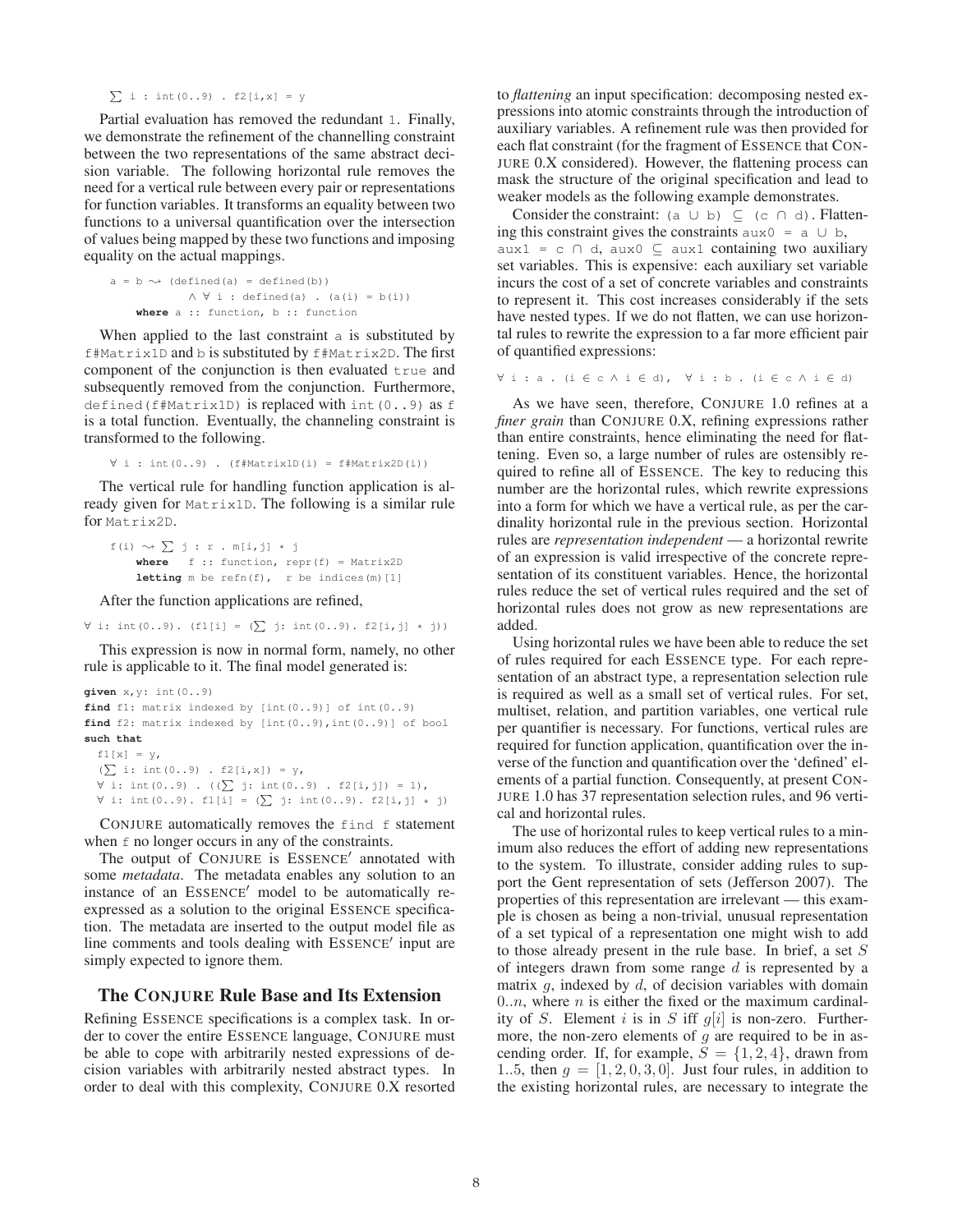```
∑ i : int(0..9) . f2[i,x] = y
```

Partial evaluation has removed the redundant 1. Finally, we demonstrate the refinement of the channelling constraint between the two representations of the same abstract decision variable. The following horizontal rule removes the need for a vertical rule between every pair or representations for function variables. It transforms an equality between two functions to a universal quantification over the intersection of values being mapped by these two functions and imposing equality on the actual mappings.

```
a = b ⇝ (defined(a) = defined(b))
          ∧ ∀ i : defined(a) . (a(i) = b(i))
    where a :: function, b :: function
```

When applied to the last constraint a is substituted by f#Matrix1D and b is substituted by f#Matrix2D. The first component of the conjunction is then evaluated true and subsequently removed from the conjunction. Furthermore, defined(f#Matrix1D) is replaced with int(0..9) as f is a total function. Eventually, the channeling constraint is transformed to the following.

```
∀ i : int(0..9) . (f#Matrix1D(i) = f#Matrix2D(i))
```

The vertical rule for handling function application is already given for Matrix1D. The following is a similar rule for Matrix2D.

```
f(i) ⇝ ∑ j : r . m[i,j] * j
    where   f :: function, repr(f) = Matrix2D
    letting m be refn(f),  r be indices(m)[1]
```

After the function applications are refined,

```
∀ i: int(0..9). (f1[i] = (∑ j: int(0..9). f2[i,j] * j))
```

This expression is now in normal form, namely, no other rule is applicable to it. The final model generated is:

```
given x,y: int(0..9)
find f1: matrix indexed by [int(0..9)] of int(0..9)
find f2: matrix indexed by [int(0..9),int(0..9)] of bool
such that
  f1[x] = y,
  (∑ i: int(0..9) . f2[i,x]) = y,
  ∀ i: int(0..9) . ((∑ j: int(0..9) . f2[i,j]) = 1),
  ∀ i: int(0..9). f1[i] = (∑ j: int(0..9). f2[i,j] * j)
```

CONJURE automatically removes the find f statement when f no longer occurs in any of the constraints.

The output of CONJURE is ESSENCE′ annotated with some *metadata*. The metadata enables any solution to an instance of an ESSENCE′ model to be automatically re-expressed as a solution to the original ESSENCE specification. The metadata are inserted to the output model file as line comments and tools dealing with ESSENCE′ input are simply expected to ignore them.

## The CONJURE Rule Base and Its Extension

Refining ESSENCE specifications is a complex task. In order to cover the entire ESSENCE language, CONJURE must be able to cope with arbitrarily nested expressions of decision variables with arbitrarily nested abstract types. In order to deal with this complexity, CONJURE 0.X resorted to *flattening* an input specification: decomposing nested expressions into atomic constraints through the introduction of auxiliary variables. A refinement rule was then provided for each flat constraint (for the fragment of ESSENCE that CONJURE 0.X considered). However, the flattening process can mask the structure of the original specification and lead to weaker models as the following example demonstrates.

Consider the constraint: (a ∪ b) ⊆ (c ∩ d). Flattening this constraint gives the constraints aux0 = a ∪ b, aux1 = c ∩ d, aux0 ⊆ aux1 containing two auxiliary set variables. This is expensive: each auxiliary set variable incurs the cost of a set of concrete variables and constraints to represent it. This cost increases considerably if the sets have nested types. If we do not flatten, we can use horizontal rules to rewrite the expression to a far more efficient pair of quantified expressions:

```
∀ i : a . (i ∈ c ∧ i ∈ d),  ∀ i : b . (i ∈ c ∧ i ∈ d)
```

As we have seen, therefore, CONJURE 1.0 refines at a *finer grain* than CONJURE 0.X, refining expressions rather than entire constraints, hence eliminating the need for flattening. Even so, a large number of rules are ostensibly required to refine all of ESSENCE. The key to reducing this number are the horizontal rules, which rewrite expressions into a form for which we have a vertical rule, as per the cardinality horizontal rule in the previous section. Horizontal rules are *representation independent* — a horizontal rewrite of an expression is valid irrespective of the concrete representation of its constituent variables. Hence, the horizontal rules reduce the set of vertical rules required and the set of horizontal rules does not grow as new representations are added.

Using horizontal rules we have been able to reduce the set of rules required for each ESSENCE type. For each representation of an abstract type, a representation selection rule is required as well as a small set of vertical rules. For set, multiset, relation, and partition variables, one vertical rule per quantifier is necessary. For functions, vertical rules are required for function application, quantification over the inverse of the function and quantification over the 'defined' elements of a partial function. Consequently, at present CONJURE 1.0 has 37 representation selection rules, and 96 vertical and horizontal rules.

The use of horizontal rules to keep vertical rules to a minimum also reduces the effort of adding new representations to the system. To illustrate, consider adding rules to support the Gent representation of sets (Jefferson 2007). The properties of this representation are irrelevant — this example is chosen as being a non-trivial, unusual representation of a set typical of a representation one might wish to add to those already present in the rule base. In brief, a set $S$ of integers drawn from some range $d$ is represented by a matrix $g$, indexed by $d$, of decision variables with domain $0..n$, where $n$ is either the fixed or the maximum cardinality of $S$. Element $i$ is in $S$ iff $g[i]$ is non-zero. Furthermore, the non-zero elements of $g$ are required to be in ascending order. If, for example, $S = \{1, 2, 4\}$, drawn from $1..5$, then $g = [1, 2, 0, 3, 0]$. Just four rules, in addition to the existing horizontal rules, are necessary to integrate the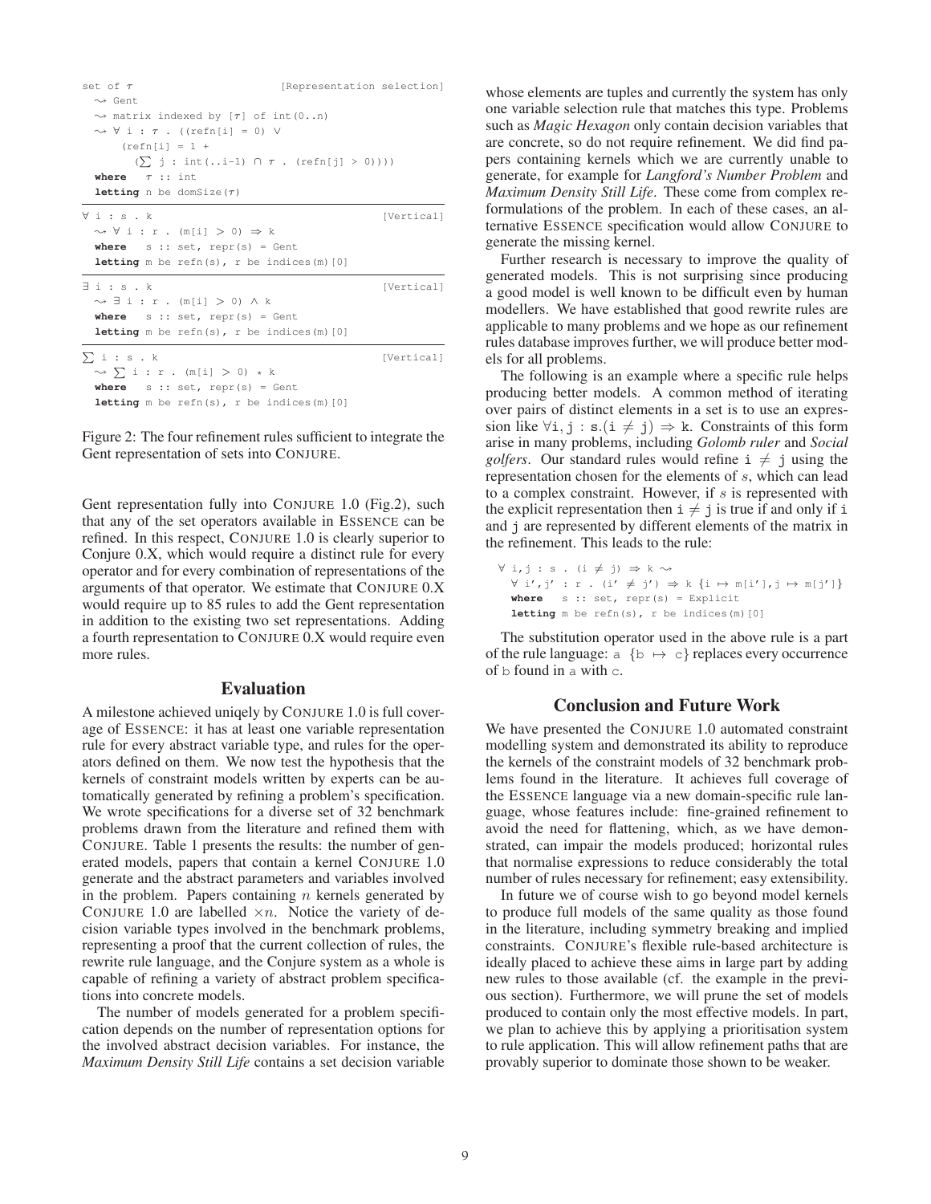```
set of τ                                    [Representation selection]
  ⇝ Gent
  ⇝ matrix indexed by [τ] of int(0..n)
  ⇝ ∀ i : τ . ((refn[i] = 0) ∨
        (refn[i] = 1 +
          (∑ j : int(..i-1) ∩ τ . (refn[j] > 0))))
  where   τ :: int
  letting n be domSize(τ)
```

```
∀ i : s . k                                 [Vertical]
  ⇝ ∀ i : r . (m[i] > 0) ⇒ k
  where   s :: set, repr(s) = Gent
  letting m be refn(s), r be indices(m)[0]
```

```
∃ i : s . k                                 [Vertical]
  ⇝ ∃ i : r . (m[i] > 0) ∧ k
  where   s :: set, repr(s) = Gent
  letting m be refn(s), r be indices(m)[0]
```

```
∑ i : s . k                                 [Vertical]
  ⇝ ∑ i : r . (m[i] > 0) * k
  where   s :: set, repr(s) = Gent
  letting m be refn(s), r be indices(m)[0]
```

Figure 2: The four refinement rules sufficient to integrate the Gent representation of sets into CONJURE.

Gent representation fully into CONJURE 1.0 (Fig.2), such that any of the set operators available in ESSENCE can be refined. In this respect, CONJURE 1.0 is clearly superior to Conjure 0.X, which would require a distinct rule for every operator and for every combination of representations of the arguments of that operator. We estimate that CONJURE 0.X would require up to 85 rules to add the Gent representation in addition to the existing two set representations. Adding a fourth representation to CONJURE 0.X would require even more rules.

## Evaluation

A milestone achieved uniqely by CONJURE 1.0 is full coverage of ESSENCE: it has at least one variable representation rule for every abstract variable type, and rules for the operators defined on them. We now test the hypothesis that the kernels of constraint models written by experts can be automatically generated by refining a problem's specification. We wrote specifications for a diverse set of 32 benchmark problems drawn from the literature and refined them with CONJURE. Table 1 presents the results: the number of generated models, papers that contain a kernel CONJURE 1.0 generate and the abstract parameters and variables involved in the problem. Papers containing $n$ kernels generated by CONJURE 1.0 are labelled $\times n$. Notice the variety of decision variable types involved in the benchmark problems, representing a proof that the current collection of rules, the rewrite rule language, and the Conjure system as a whole is capable of refining a variety of abstract problem specifications into concrete models.

The number of models generated for a problem specification depends on the number of representation options for the involved abstract decision variables. For instance, the *Maximum Density Still Life* contains a set decision variable whose elements are tuples and currently the system has only one variable selection rule that matches this type. Problems such as *Magic Hexagon* only contain decision variables that are concrete, so do not require refinement. We did find papers containing kernels which we are currently unable to generate, for example for *Langford's Number Problem* and *Maximum Density Still Life*. These come from complex reformulations of the problem. In each of these cases, an alternative ESSENCE specification would allow CONJURE to generate the missing kernel.

Further research is necessary to improve the quality of generated models. This is not surprising since producing a good model is well known to be difficult even by human modellers. We have established that good rewrite rules are applicable to many problems and we hope as our refinement rules database improves further, we will produce better models for all problems.

The following is an example where a specific rule helps producing better models. A common method of iterating over pairs of distinct elements in a set is to use an expression like $\forall$i, j : s.(i $\neq$ j) $\Rightarrow$ k. Constraints of this form arise in many problems, including *Golomb ruler* and *Social golfers*. Our standard rules would refine i $\neq$ j using the representation chosen for the elements of $s$, which can lead to a complex constraint. However, if $s$ is represented with the explicit representation then i $\neq$ j is true if and only if i and j are represented by different elements of the matrix in the refinement. This leads to the rule:

```
∀ i,j : s . (i ≠ j) ⇒ k ⇝
  ∀ i',j' : r . (i' ≠ j') ⇒ k {i ↦ m[i'],j ↦ m[j']}
  where   s :: set, repr(s) = Explicit
  letting m be refn(s), r be indices(m)[0]
```

The substitution operator used in the above rule is a part of the rule language: a {b ↦ c} replaces every occurrence of b found in a with c.

## Conclusion and Future Work

We have presented the CONJURE 1.0 automated constraint modelling system and demonstrated its ability to reproduce the kernels of the constraint models of 32 benchmark problems found in the literature. It achieves full coverage of the ESSENCE language via a new domain-specific rule language, whose features include: fine-grained refinement to avoid the need for flattening, which, as we have demonstrated, can impair the models produced; horizontal rules that normalise expressions to reduce considerably the total number of rules necessary for refinement; easy extensibility.

In future we of course wish to go beyond model kernels to produce full models of the same quality as those found in the literature, including symmetry breaking and implied constraints. CONJURE's flexible rule-based architecture is ideally placed to achieve these aims in large part by adding new rules to those available (cf. the example in the previous section). Furthermore, we will prune the set of models produced to contain only the most effective models. In part, we plan to achieve this by applying a prioritisation system to rule application. This will allow refinement paths that are provably superior to dominate those shown to be weaker.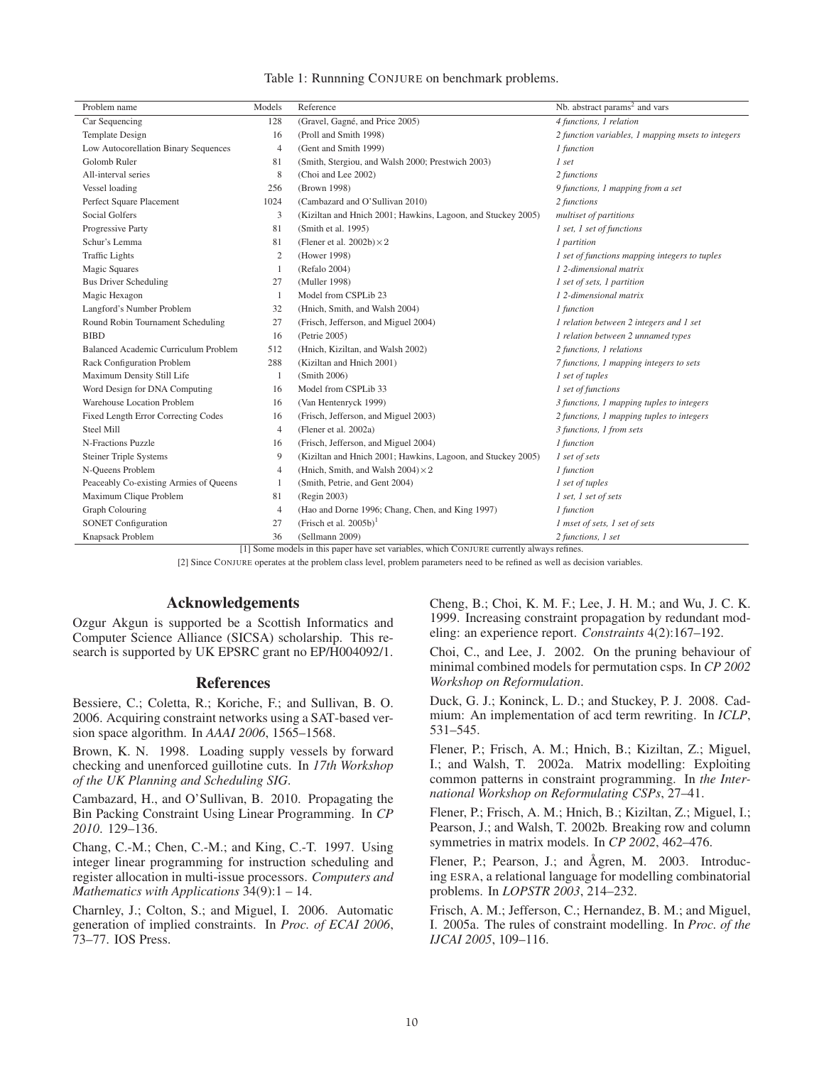Table 1: Runnning CONJURE on benchmark problems.

| Problem name | Models | Reference | Nb. abstract params[2] and vars |
|---|---|---|---|
| Car Sequencing | 128 | (Gravel, Gagné, and Price 2005) | *4 functions, 1 relation* |
| Template Design | 16 | (Proll and Smith 1998) | *2 function variables, 1 mapping msets to integers* |
| Low Autocorellation Binary Sequences | 4 | (Gent and Smith 1999) | *1 function* |
| Golomb Ruler | 81 | (Smith, Stergiou, and Walsh 2000; Prestwich 2003) | *1 set* |
| All-interval series | 8 | (Choi and Lee 2002) | *2 functions* |
| Vessel loading | 256 | (Brown 1998) | *9 functions, 1 mapping from a set* |
| Perfect Square Placement | 1024 | (Cambazard and O'Sullivan 2010) | *2 functions* |
| Social Golfers | 3 | (Kiziltan and Hnich 2001; Hawkins, Lagoon, and Stuckey 2005) | *multiset of partitions* |
| Progressive Party | 81 | (Smith et al. 1995) | *1 set, 1 set of functions* |
| Schur's Lemma | 81 | (Flener et al. 2002b) × 2 | *1 partition* |
| Traffic Lights | 2 | (Hower 1998) | *1 set of functions mapping integers to tuples* |
| Magic Squares | 1 | (Refalo 2004) | *1 2-dimensional matrix* |
| Bus Driver Scheduling | 27 | (Muller 1998) | *1 set of sets, 1 partition* |
| Magic Hexagon | 1 | Model from CSPLib 23 | *1 2-dimensional matrix* |
| Langford's Number Problem | 32 | (Hnich, Smith, and Walsh 2004) | *1 function* |
| Round Robin Tournament Scheduling | 27 | (Frisch, Jefferson, and Miguel 2004) | *1 relation between 2 integers and 1 set* |
| BIBD | 16 | (Petrie 2005) | *1 relation between 2 unnamed types* |
| Balanced Academic Curriculum Problem | 512 | (Hnich, Kiziltan, and Walsh 2002) | *2 functions, 1 relations* |
| Rack Configuration Problem | 288 | (Kiziltan and Hnich 2001) | *7 functions, 1 mapping integers to sets* |
| Maximum Density Still Life | 1 | (Smith 2006) | *1 set of tuples* |
| Word Design for DNA Computing | 16 | Model from CSPLib 33 | *1 set of functions* |
| Warehouse Location Problem | 16 | (Van Hentenryck 1999) | *3 functions, 1 mapping tuples to integers* |
| Fixed Length Error Correcting Codes | 16 | (Frisch, Jefferson, and Miguel 2003) | *2 functions, 1 mapping tuples to integers* |
| Steel Mill | 4 | (Flener et al. 2002a) | *3 functions, 1 from sets* |
| N-Fractions Puzzle | 16 | (Frisch, Jefferson, and Miguel 2004) | *1 function* |
| Steiner Triple Systems | 9 | (Kiziltan and Hnich 2001; Hawkins, Lagoon, and Stuckey 2005) | *1 set of sets* |
| N-Queens Problem | 4 | (Hnich, Smith, and Walsh 2004) × 2 | *1 function* |
| Peaceably Co-existing Armies of Queens | 1 | (Smith, Petrie, and Gent 2004) | *1 set of tuples* |
| Maximum Clique Problem | 81 | (Regin 2003) | *1 set, 1 set of sets* |
| Graph Colouring | 4 | (Hao and Dorne 1996; Chang, Chen, and King 1997) | *1 function* |
| SONET Configuration | 27 | (Frisch et al. 2005b)[1] | *1 mset of sets, 1 set of sets* |
| Knapsack Problem | 36 | (Sellmann 2009) | *2 functions, 1 set* |

[1] Some models in this paper have set variables, which CONJURE currently always refines.

[2] Since CONJURE operates at the problem class level, problem parameters need to be refined as well as decision variables.

## Acknowledgements

Ozgur Akgun is supported be a Scottish Informatics and Computer Science Alliance (SICSA) scholarship. This research is supported by UK EPSRC grant no EP/H004092/1.

## References

Bessiere, C.; Coletta, R.; Koriche, F.; and Sullivan, B. O. 2006. Acquiring constraint networks using a SAT-based version space algorithm. In *AAAI 2006*, 1565–1568.

Brown, K. N. 1998. Loading supply vessels by forward checking and unenforced guillotine cuts. In *17th Workshop of the UK Planning and Scheduling SIG*.

Cambazard, H., and O'Sullivan, B. 2010. Propagating the Bin Packing Constraint Using Linear Programming. In *CP 2010*. 129–136.

Chang, C.-M.; Chen, C.-M.; and King, C.-T. 1997. Using integer linear programming for instruction scheduling and register allocation in multi-issue processors. *Computers and Mathematics with Applications* 34(9):1 – 14.

Charnley, J.; Colton, S.; and Miguel, I. 2006. Automatic generation of implied constraints. In *Proc. of ECAI 2006*, 73–77. IOS Press.

Cheng, B.; Choi, K. M. F.; Lee, J. H. M.; and Wu, J. C. K. 1999. Increasing constraint propagation by redundant modeling: an experience report. *Constraints* 4(2):167–192.

Choi, C., and Lee, J. 2002. On the pruning behaviour of minimal combined models for permutation csps. In *CP 2002 Workshop on Reformulation*.

Duck, G. J.; Koninck, L. D.; and Stuckey, P. J. 2008. Cadmium: An implementation of acd term rewriting. In *ICLP*, 531–545.

Flener, P.; Frisch, A. M.; Hnich, B.; Kiziltan, Z.; Miguel, I.; and Walsh, T. 2002a. Matrix modelling: Exploiting common patterns in constraint programming. In *the International Workshop on Reformulating CSPs*, 27–41.

Flener, P.; Frisch, A. M.; Hnich, B.; Kiziltan, Z.; Miguel, I.; Pearson, J.; and Walsh, T. 2002b. Breaking row and column symmetries in matrix models. In *CP 2002*, 462–476.

Flener, P.; Pearson, J.; and Ågren, M. 2003. Introducing ESRA, a relational language for modelling combinatorial problems. In *LOPSTR 2003*, 214–232.

Frisch, A. M.; Jefferson, C.; Hernandez, B. M.; and Miguel, I. 2005a. The rules of constraint modelling. In *Proc. of the IJCAI 2005*, 109–116.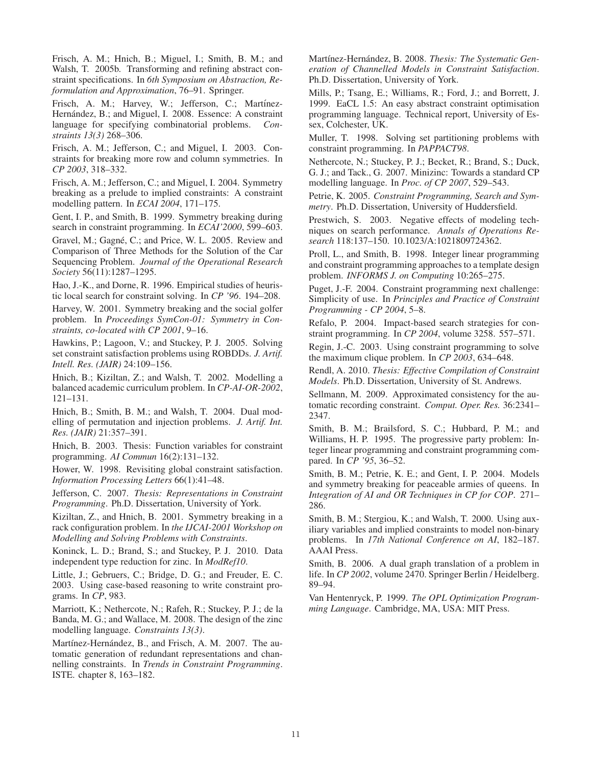Frisch, A. M.; Hnich, B.; Miguel, I.; Smith, B. M.; and Walsh, T. 2005b. Transforming and refining abstract constraint specifications. In *6th Symposium on Abstraction, Reformulation and Approximation*, 76–91. Springer.

Frisch, A. M.; Harvey, W.; Jefferson, C.; Martínez-Hernández, B.; and Miguel, I. 2008. Essence: A constraint language for specifying combinatorial problems. *Constraints 13(3)* 268–306.

Frisch, A. M.; Jefferson, C.; and Miguel, I. 2003. Constraints for breaking more row and column symmetries. In *CP 2003*, 318–332.

Frisch, A. M.; Jefferson, C.; and Miguel, I. 2004. Symmetry breaking as a prelude to implied constraints: A constraint modelling pattern. In *ECAI 2004*, 171–175.

Gent, I. P., and Smith, B. 1999. Symmetry breaking during search in constraint programming. In *ECAI'2000*, 599–603.

Gravel, M.; Gagné, C.; and Price, W. L. 2005. Review and Comparison of Three Methods for the Solution of the Car Sequencing Problem. *Journal of the Operational Research Society* 56(11):1287–1295.

Hao, J.-K., and Dorne, R. 1996. Empirical studies of heuristic local search for constraint solving. In *CP '96*. 194–208.

Harvey, W. 2001. Symmetry breaking and the social golfer problem. In *Proceedings SymCon-01: Symmetry in Constraints, co-located with CP 2001*, 9–16.

Hawkins, P.; Lagoon, V.; and Stuckey, P. J. 2005. Solving set constraint satisfaction problems using ROBDDs. *J. Artif. Intell. Res. (JAIR)* 24:109–156.

Hnich, B.; Kiziltan, Z.; and Walsh, T. 2002. Modelling a balanced academic curriculum problem. In *CP-AI-OR-2002*, 121–131.

Hnich, B.; Smith, B. M.; and Walsh, T. 2004. Dual modelling of permutation and injection problems. *J. Artif. Int. Res. (JAIR)* 21:357–391.

Hnich, B. 2003. Thesis: Function variables for constraint programming. *AI Commun* 16(2):131–132.

Hower, W. 1998. Revisiting global constraint satisfaction. *Information Processing Letters* 66(1):41–48.

Jefferson, C. 2007. *Thesis: Representations in Constraint Programming*. Ph.D. Dissertation, University of York.

Kiziltan, Z., and Hnich, B. 2001. Symmetry breaking in a rack configuration problem. In *the IJCAI-2001 Workshop on Modelling and Solving Problems with Constraints*.

Koninck, L. D.; Brand, S.; and Stuckey, P. J. 2010. Data independent type reduction for zinc. In *ModRef10*.

Little, J.; Gebruers, C.; Bridge, D. G.; and Freuder, E. C. 2003. Using case-based reasoning to write constraint programs. In *CP*, 983.

Marriott, K.; Nethercote, N.; Rafeh, R.; Stuckey, P. J.; de la Banda, M. G.; and Wallace, M. 2008. The design of the zinc modelling language. *Constraints 13(3)*.

Martínez-Hernández, B., and Frisch, A. M. 2007. The automatic generation of redundant representations and channelling constraints. In *Trends in Constraint Programming*. ISTE. chapter 8, 163–182.

Martínez-Hernández, B. 2008. *Thesis: The Systematic Generation of Channelled Models in Constraint Satisfaction*. Ph.D. Dissertation, University of York.

Mills, P.; Tsang, E.; Williams, R.; Ford, J.; and Borrett, J. 1999. EaCL 1.5: An easy abstract constraint optimisation programming language. Technical report, University of Essex, Colchester, UK.

Muller, T. 1998. Solving set partitioning problems with constraint programming. In *PAPPACT98*.

Nethercote, N.; Stuckey, P. J.; Becket, R.; Brand, S.; Duck, G. J.; and Tack., G. 2007. Minizinc: Towards a standard CP modelling language. In *Proc. of CP 2007*, 529–543.

Petrie, K. 2005. *Constraint Programming, Search and Symmetry*. Ph.D. Dissertation, University of Huddersfield.

Prestwich, S. 2003. Negative effects of modeling techniques on search performance. *Annals of Operations Research* 118:137–150. 10.1023/A:1021809724362.

Proll, L., and Smith, B. 1998. Integer linear programming and constraint programming approaches to a template design problem. *INFORMS J. on Computing* 10:265–275.

Puget, J.-F. 2004. Constraint programming next challenge: Simplicity of use. In *Principles and Practice of Constraint Programming - CP 2004*, 5–8.

Refalo, P. 2004. Impact-based search strategies for constraint programming. In *CP 2004*, volume 3258. 557–571.

Regin, J.-C. 2003. Using constraint programming to solve the maximum clique problem. In *CP 2003*, 634–648.

Rendl, A. 2010. *Thesis: Effective Compilation of Constraint Models*. Ph.D. Dissertation, University of St. Andrews.

Sellmann, M. 2009. Approximated consistency for the automatic recording constraint. *Comput. Oper. Res.* 36:2341–2347.

Smith, B. M.; Brailsford, S. C.; Hubbard, P. M.; and Williams, H. P. 1995. The progressive party problem: Integer linear programming and constraint programming compared. In *CP '95*, 36–52.

Smith, B. M.; Petrie, K. E.; and Gent, I. P. 2004. Models and symmetry breaking for peaceable armies of queens. In *Integration of AI and OR Techniques in CP for COP*. 271–286.

Smith, B. M.; Stergiou, K.; and Walsh, T. 2000. Using auxiliary variables and implied constraints to model non-binary problems. In *17th National Conference on AI*, 182–187. AAAI Press.

Smith, B. 2006. A dual graph translation of a problem in life. In *CP 2002*, volume 2470. Springer Berlin / Heidelberg. 89–94.

Van Hentenryck, P. 1999. *The OPL Optimization Programming Language*. Cambridge, MA, USA: MIT Press.